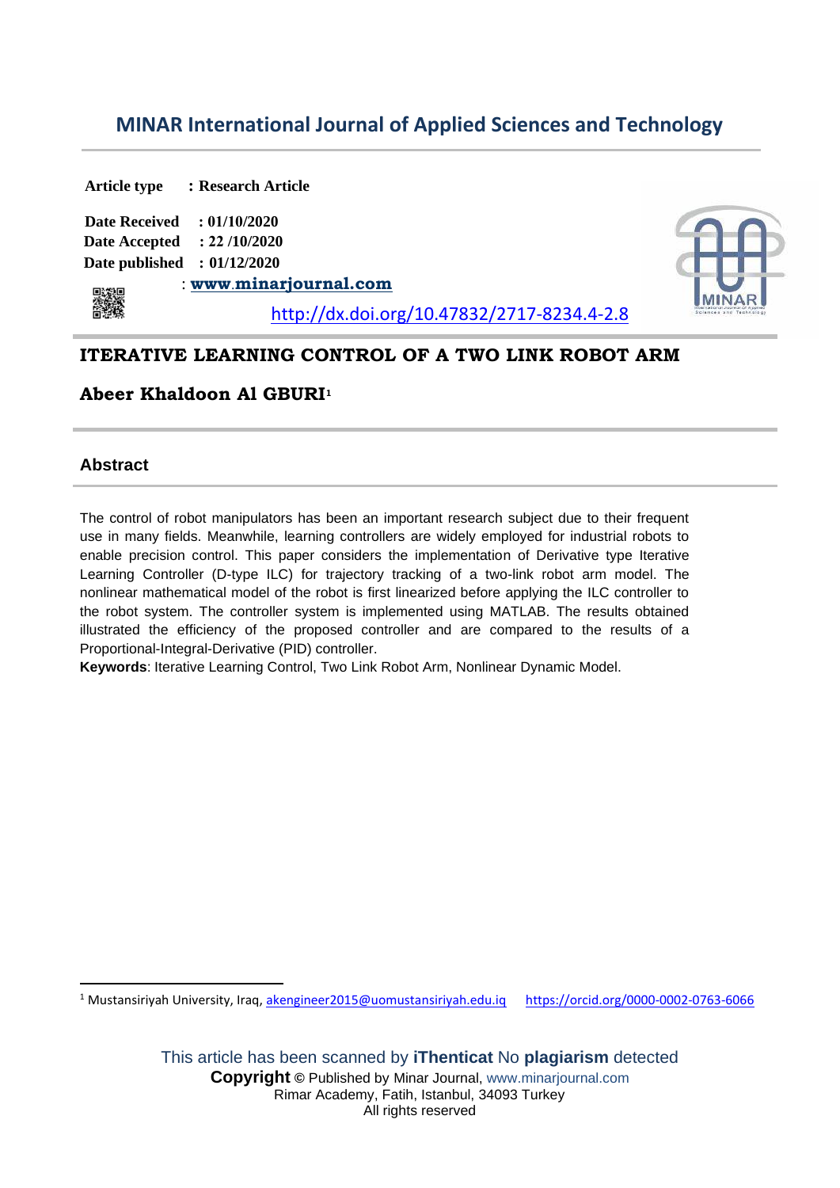## MINAR International Journal of Applied Sciences and Technology

**Article type : Research Article**

**Date Received : 01/10/2020**
**Date Accepted : 22 /10/2020**
**Date published : 01/12/2020**

: **www.minarjournal.com**

http://dx.doi.org/10.47832/2717-8234.4-2.8

# ITERATIVE LEARNING CONTROL OF A TWO LINK ROBOT ARM

**Abeer Khaldoon Al GBURI**[1]

## Abstract

The control of robot manipulators has been an important research subject due to their frequent use in many fields. Meanwhile, learning controllers are widely employed for industrial robots to enable precision control. This paper considers the implementation of Derivative type Iterative Learning Controller (D-type ILC) for trajectory tracking of a two-link robot arm model. The nonlinear mathematical model of the robot is first linearized before applying the ILC controller to the robot system. The controller system is implemented using MATLAB. The results obtained illustrated the efficiency of the proposed controller and are compared to the results of a Proportional-Integral-Derivative (PID) controller.

**Keywords**: Iterative Learning Control, Two Link Robot Arm, Nonlinear Dynamic Model.

---

[1] Mustansiriyah University, Iraq, akengineer2015@uomustansiriyah.edu.iq https://orcid.org/0000-0002-0763-6066

This article has been scanned by **iThenticat** No **plagiarism** detected
**Copyright** © Published by Minar Journal, www.minarjournal.com
Rimar Academy, Fatih, Istanbul, 34093 Turkey
All rights reserved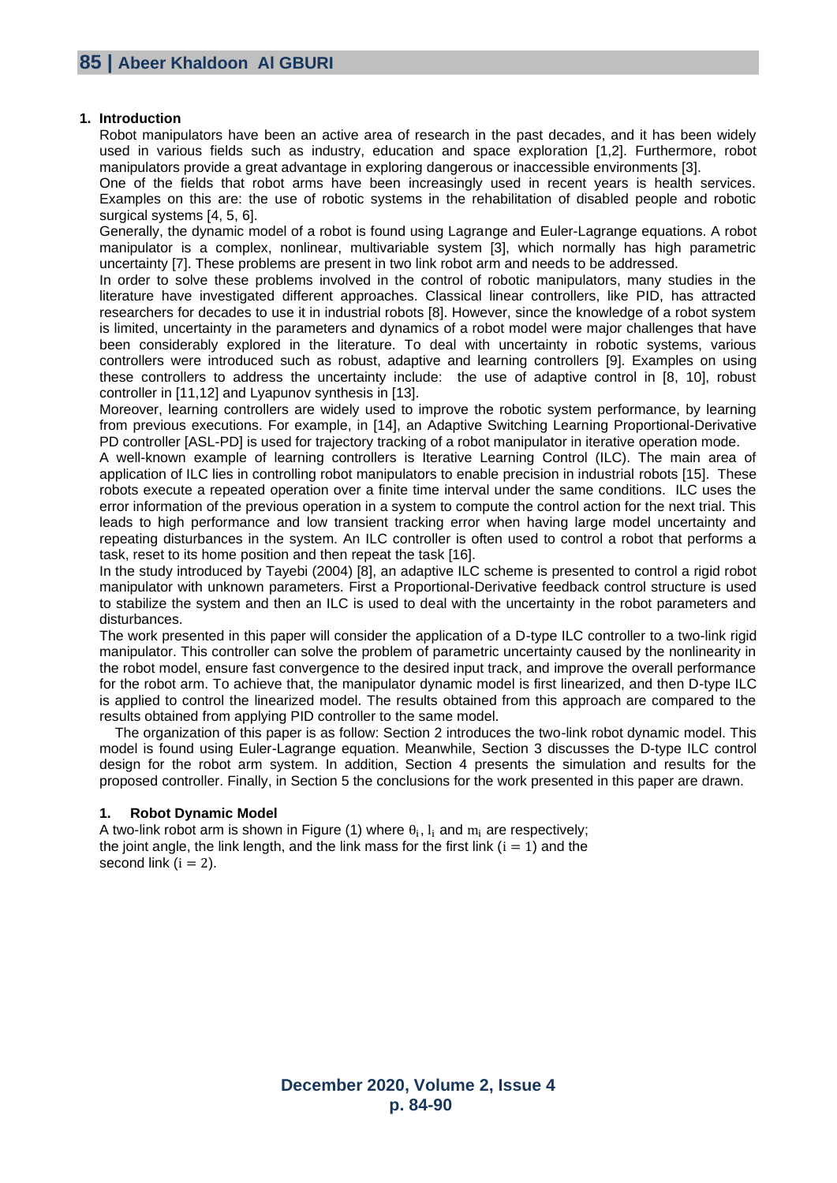## 1. Introduction

Robot manipulators have been an active area of research in the past decades, and it has been widely used in various fields such as industry, education and space exploration [1,2]. Furthermore, robot manipulators provide a great advantage in exploring dangerous or inaccessible environments [3].

One of the fields that robot arms have been increasingly used in recent years is health services. Examples on this are: the use of robotic systems in the rehabilitation of disabled people and robotic surgical systems [4, 5, 6].

Generally, the dynamic model of a robot is found using Lagrange and Euler-Lagrange equations. A robot manipulator is a complex, nonlinear, multivariable system [3], which normally has high parametric uncertainty [7]. These problems are present in two link robot arm and needs to be addressed.

In order to solve these problems involved in the control of robotic manipulators, many studies in the literature have investigated different approaches. Classical linear controllers, like PID, has attracted researchers for decades to use it in industrial robots [8]. However, since the knowledge of a robot system is limited, uncertainty in the parameters and dynamics of a robot model were major challenges that have been considerably explored in the literature. To deal with uncertainty in robotic systems, various controllers were introduced such as robust, adaptive and learning controllers [9]. Examples on using these controllers to address the uncertainty include: the use of adaptive control in [8, 10], robust controller in [11,12] and Lyapunov synthesis in [13].

Moreover, learning controllers are widely used to improve the robotic system performance, by learning from previous executions. For example, in [14], an Adaptive Switching Learning Proportional-Derivative PD controller [ASL-PD] is used for trajectory tracking of a robot manipulator in iterative operation mode.

A well-known example of learning controllers is Iterative Learning Control (ILC). The main area of application of ILC lies in controlling robot manipulators to enable precision in industrial robots [15]. These robots execute a repeated operation over a finite time interval under the same conditions. ILC uses the error information of the previous operation in a system to compute the control action for the next trial. This leads to high performance and low transient tracking error when having large model uncertainty and repeating disturbances in the system. An ILC controller is often used to control a robot that performs a task, reset to its home position and then repeat the task [16].

In the study introduced by Tayebi (2004) [8], an adaptive ILC scheme is presented to control a rigid robot manipulator with unknown parameters. First a Proportional-Derivative feedback control structure is used to stabilize the system and then an ILC is used to deal with the uncertainty in the robot parameters and disturbances.

The work presented in this paper will consider the application of a D-type ILC controller to a two-link rigid manipulator. This controller can solve the problem of parametric uncertainty caused by the nonlinearity in the robot model, ensure fast convergence to the desired input track, and improve the overall performance for the robot arm. To achieve that, the manipulator dynamic model is first linearized, and then D-type ILC is applied to control the linearized model. The results obtained from this approach are compared to the results obtained from applying PID controller to the same model.

The organization of this paper is as follow: Section 2 introduces the two-link robot dynamic model. This model is found using Euler-Lagrange equation. Meanwhile, Section 3 discusses the D-type ILC control design for the robot arm system. In addition, Section 4 presents the simulation and results for the proposed controller. Finally, in Section 5 the conclusions for the work presented in this paper are drawn.

## 1. Robot Dynamic Model

A two-link robot arm is shown in Figure (1) where $\theta_i$, $l_i$ and $m_i$ are respectively; the joint angle, the link length, and the link mass for the first link ($i = 1$) and the second link ($i = 2$).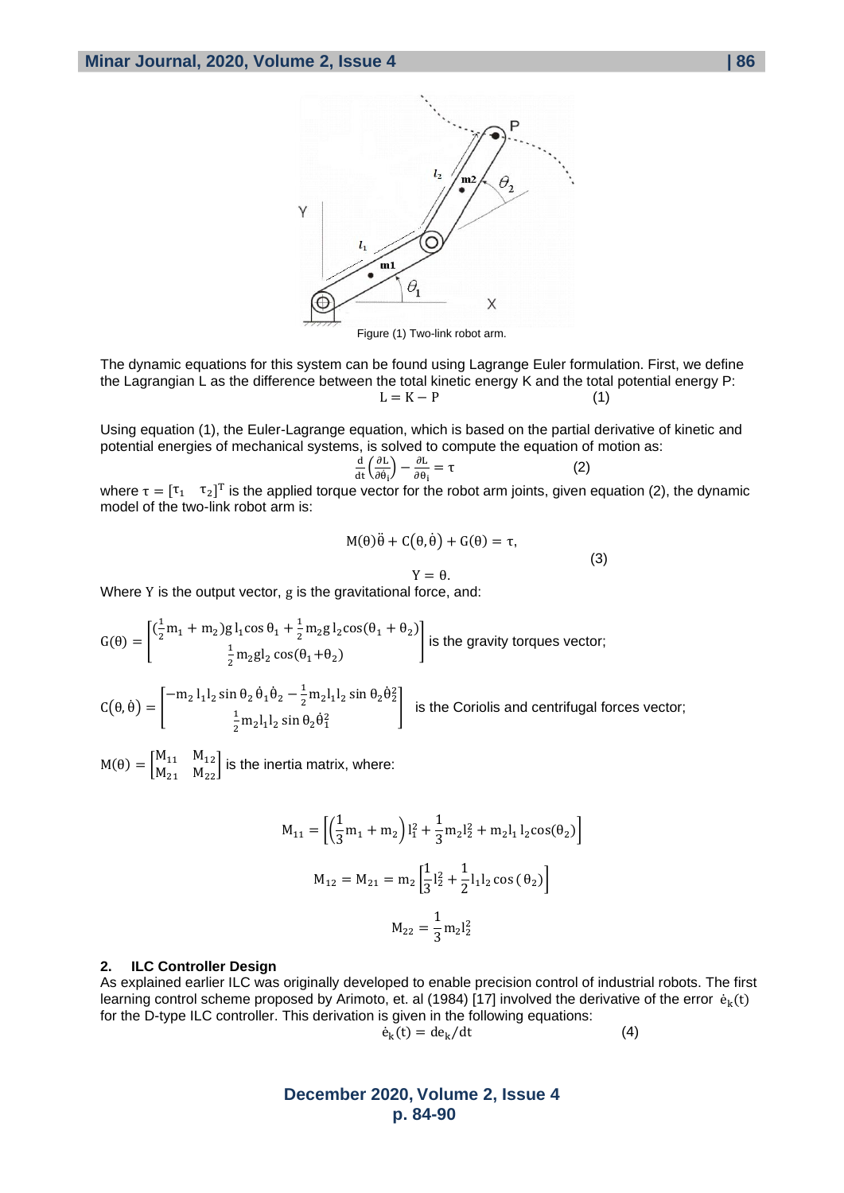Figure (1) Two-link robot arm.

The dynamic equations for this system can be found using Lagrange Euler formulation. First, we define the Lagrangian L as the difference between the total kinetic energy K and the total potential energy P:

$$L = K - P \qquad (1)$$

Using equation (1), the Euler-Lagrange equation, which is based on the partial derivative of kinetic and potential energies of mechanical systems, is solved to compute the equation of motion as:

$$\frac{d}{dt}\left(\frac{\partial L}{\partial \dot{\theta}_i}\right) - \frac{\partial L}{\partial \theta_i} = \tau \qquad (2)$$

where $\tau = [\tau_1 \quad \tau_2]^T$ is the applied torque vector for the robot arm joints, given equation (2), the dynamic model of the two-link robot arm is:

$$M(\theta)\ddot{\theta} + C(\theta, \dot{\theta}) + G(\theta) = \tau,$$

$$Y = \theta. \qquad (3)$$

Where Y is the output vector, g is the gravitational force, and:

$$G(\theta) = \begin{bmatrix} (\frac{1}{2}m_1 + m_2)g\,l_1\cos\theta_1 + \frac{1}{2}m_2 g\,l_2\cos(\theta_1 + \theta_2) \\ \frac{1}{2}m_2 g l_2\cos(\theta_1 + \theta_2) \end{bmatrix}$$ is the gravity torques vector;

$$C(\theta, \dot{\theta}) = \begin{bmatrix} -m_2\,l_1 l_2 \sin\theta_2\,\dot{\theta}_1\dot{\theta}_2 - \frac{1}{2}m_2 l_1 l_2 \sin\theta_2\dot{\theta}_2^2 \\ \frac{1}{2}m_2 l_1 l_2 \sin\theta_2\dot{\theta}_1^2 \end{bmatrix}$$ is the Coriolis and centrifugal forces vector;

$$M(\theta) = \begin{bmatrix} M_{11} & M_{12} \\ M_{21} & M_{22} \end{bmatrix}$$ is the inertia matrix, where:

$$M_{11} = \left[\left(\frac{1}{3}m_1 + m_2\right)l_1^2 + \frac{1}{3}m_2 l_2^2 + m_2 l_1\,l_2\cos(\theta_2)\right]$$

$$M_{12} = M_{21} = m_2\left[\frac{1}{3}l_2^2 + \frac{1}{2}l_1 l_2\cos(\theta_2)\right]$$

$$M_{22} = \frac{1}{3}m_2 l_2^2$$

## 2. ILC Controller Design

As explained earlier ILC was originally developed to enable precision control of industrial robots. The first learning control scheme proposed by Arimoto, et. al (1984) [17] involved the derivative of the error $\dot{e}_k(t)$ for the D-type ILC controller. This derivation is given in the following equations:

$$\dot{e}_k(t) = de_k/dt \qquad (4)$$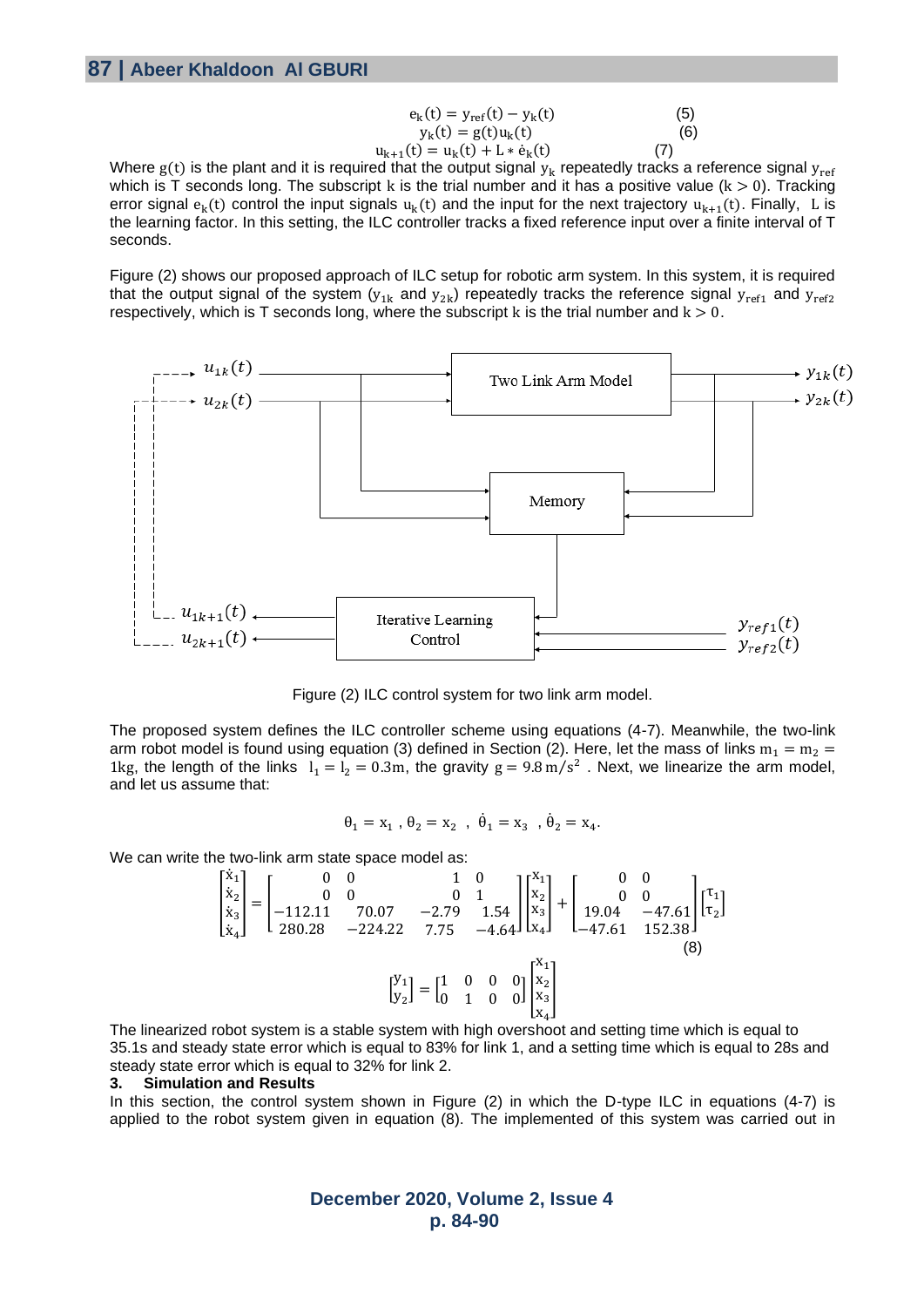$$e_k(t) = y_{ref}(t) - y_k(t) \quad (5)$$
$$y_k(t) = g(t)u_k(t) \quad (6)$$
$$u_{k+1}(t) = u_k(t) + L * \dot{e}_k(t) \quad (7)$$

Where $g(t)$ is the plant and it is required that the output signal $y_k$ repeatedly tracks a reference signal $y_{ref}$ which is T seconds long. The subscript $k$ is the trial number and it has a positive value ($k > 0$). Tracking error signal $e_k(t)$ control the input signals $u_k(t)$ and the input for the next trajectory $u_{k+1}(t)$. Finally, $L$ is the learning factor. In this setting, the ILC controller tracks a fixed reference input over a finite interval of T seconds.

Figure (2) shows our proposed approach of ILC setup for robotic arm system. In this system, it is required that the output signal of the system ($y_{1k}$ and $y_{2k}$) repeatedly tracks the reference signal $y_{ref1}$ and $y_{ref2}$ respectively, which is T seconds long, where the subscript $k$ is the trial number and $k > 0$.

Figure (2) ILC control system for two link arm model.

The proposed system defines the ILC controller scheme using equations (4-7). Meanwhile, the two-link arm robot model is found using equation (3) defined in Section (2). Here, let the mass of links $m_1 = m_2 = 1$kg, the length of the links $l_1 = l_2 = 0.3$m, the gravity $g = 9.8\,m/s^2$ . Next, we linearize the arm model, and let us assume that:

$$\theta_1 = x_1 \ , \theta_2 = x_2 \ , \ \dot{\theta}_1 = x_3 \ , \dot{\theta}_2 = x_4.$$

We can write the two-link arm state space model as:

$$\begin{bmatrix} \dot{x}_1 \\ \dot{x}_2 \\ \dot{x}_3 \\ \dot{x}_4 \end{bmatrix} = \begin{bmatrix} 0 & 0 & 1 & 0 \\ 0 & 0 & 0 & 1 \\ -112.11 & 70.07 & -2.79 & 1.54 \\ 280.28 & -224.22 & 7.75 & -4.64 \end{bmatrix} \begin{bmatrix} x_1 \\ x_2 \\ x_3 \\ x_4 \end{bmatrix} + \begin{bmatrix} 0 & 0 \\ 0 & 0 \\ 19.04 & -47.61 \\ -47.61 & 152.38 \end{bmatrix} \begin{bmatrix} \tau_1 \\ \tau_2 \end{bmatrix} \quad (8)$$

$$\begin{bmatrix} y_1 \\ y_2 \end{bmatrix} = \begin{bmatrix} 1 & 0 & 0 & 0 \\ 0 & 1 & 0 & 0 \end{bmatrix} \begin{bmatrix} x_1 \\ x_2 \\ x_3 \\ x_4 \end{bmatrix}$$

The linearized robot system is a stable system with high overshoot and setting time which is equal to 35.1s and steady state error which is equal to 83% for link 1, and a setting time which is equal to 28s and steady state error which is equal to 32% for link 2.

## 3. Simulation and Results

In this section, the control system shown in Figure (2) in which the D-type ILC in equations (4-7) is applied to the robot system given in equation (8). The implemented of this system was carried out in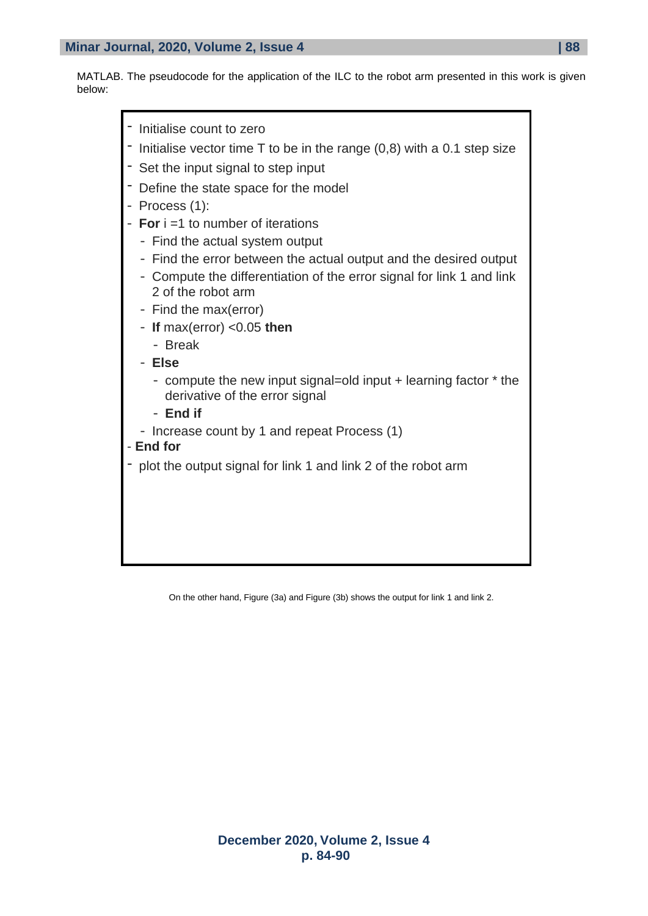MATLAB. The pseudocode for the application of the ILC to the robot arm presented in this work is given below:

```
- Initialise count to zero
- Initialise vector time T to be in the range (0,8) with a 0.1 step size
- Set the input signal to step input
- Define the state space for the model
- Process (1):
- For i =1 to number of iterations
  - Find the actual system output
  - Find the error between the actual output and the desired output
  - Compute the differentiation of the error signal for link 1 and link
    2 of the robot arm
  - Find the max(error)
  - If max(error) <0.05 then
    - Break
  - Else
    - compute the new input signal=old input + learning factor * the
      derivative of the error signal
    - End if
  - Increase count by 1 and repeat Process (1)
- End for
- plot the output signal for link 1 and link 2 of the robot arm
```

On the other hand, Figure (3a) and Figure (3b) shows the output for link 1 and link 2.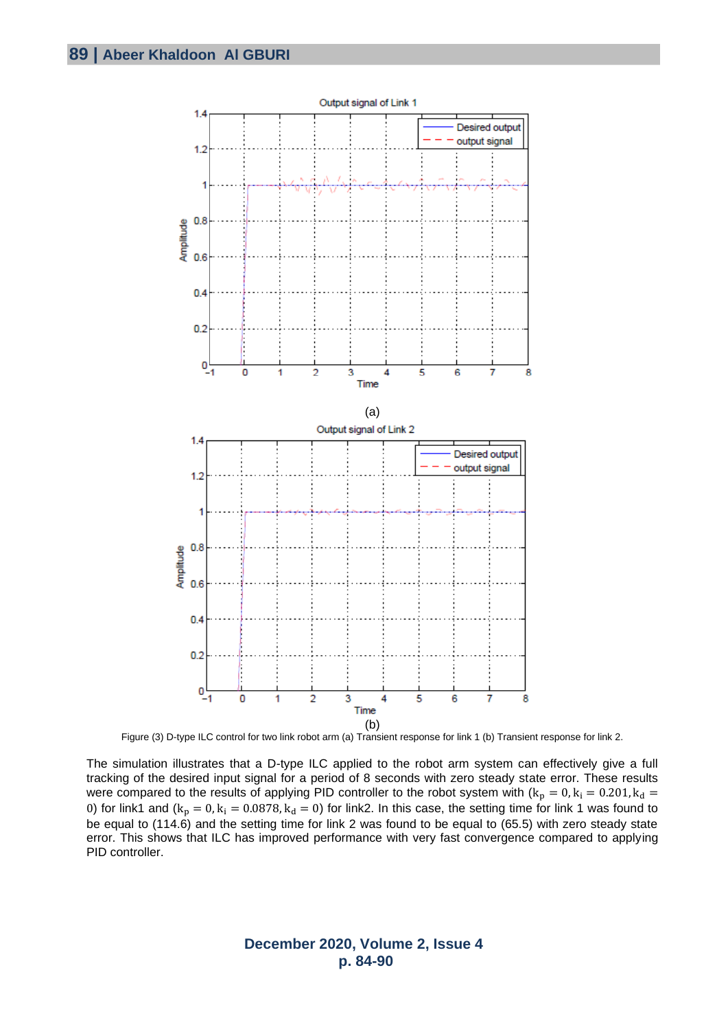(a)

(b)

Figure (3) D-type ILC control for two link robot arm (a) Transient response for link 1 (b) Transient response for link 2.

The simulation illustrates that a D-type ILC applied to the robot arm system can effectively give a full tracking of the desired input signal for a period of 8 seconds with zero steady state error. These results were compared to the results of applying PID controller to the robot system with ($k_p = 0, k_i = 0.201, k_d = 0$) for link1 and ($k_p = 0, k_i = 0.0878, k_d = 0$) for link2. In this case, the setting time for link 1 was found to be equal to (114.6) and the setting time for link 2 was found to be equal to (65.5) with zero steady state error. This shows that ILC has improved performance with very fast convergence compared to applying PID controller.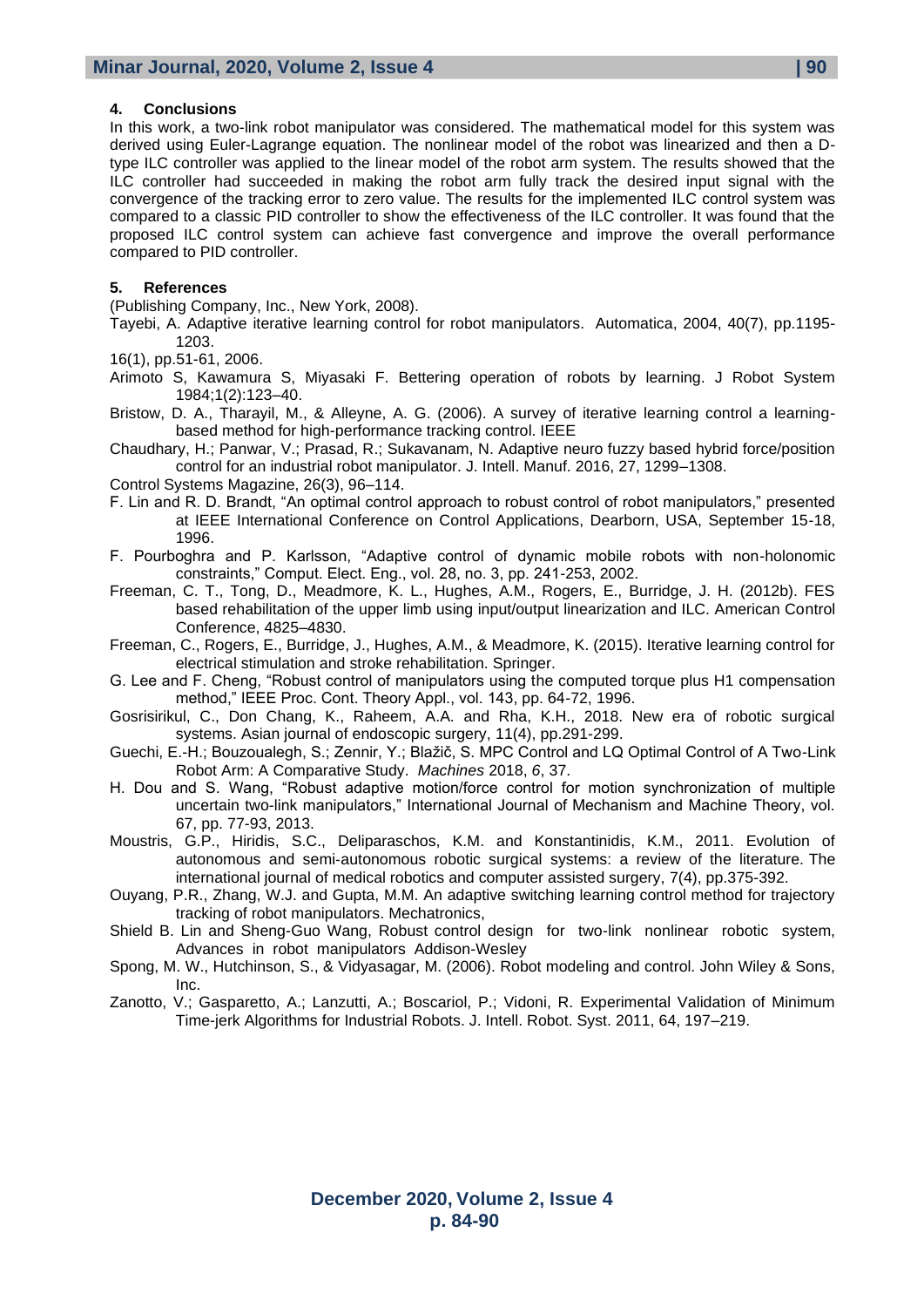## 4. Conclusions

In this work, a two-link robot manipulator was considered. The mathematical model for this system was derived using Euler-Lagrange equation. The nonlinear model of the robot was linearized and then a D-type ILC controller was applied to the linear model of the robot arm system. The results showed that the ILC controller had succeeded in making the robot arm fully track the desired input signal with the convergence of the tracking error to zero value. The results for the implemented ILC control system was compared to a classic PID controller to show the effectiveness of the ILC controller. It was found that the proposed ILC control system can achieve fast convergence and improve the overall performance compared to PID controller.

## 5. References

(Publishing Company, Inc., New York, 2008).

Tayebi, A. Adaptive iterative learning control for robot manipulators. Automatica, 2004, 40(7), pp.1195-1203.

16(1), pp.51-61, 2006.

Arimoto S, Kawamura S, Miyasaki F. Bettering operation of robots by learning. J Robot System 1984;1(2):123–40.

Bristow, D. A., Tharayil, M., & Alleyne, A. G. (2006). A survey of iterative learning control a learning-based method for high-performance tracking control. IEEE

Chaudhary, H.; Panwar, V.; Prasad, R.; Sukavanam, N. Adaptive neuro fuzzy based hybrid force/position control for an industrial robot manipulator. J. Intell. Manuf. 2016, 27, 1299–1308.

Control Systems Magazine, 26(3), 96–114.

F. Lin and R. D. Brandt, "An optimal control approach to robust control of robot manipulators," presented at IEEE International Conference on Control Applications, Dearborn, USA, September 15-18, 1996.

F. Pourboghra and P. Karlsson, "Adaptive control of dynamic mobile robots with non-holonomic constraints," Comput. Elect. Eng., vol. 28, no. 3, pp. 241-253, 2002.

Freeman, C. T., Tong, D., Meadmore, K. L., Hughes, A.M., Rogers, E., Burridge, J. H. (2012b). FES based rehabilitation of the upper limb using input/output linearization and ILC. American Control Conference, 4825–4830.

Freeman, C., Rogers, E., Burridge, J., Hughes, A.M., & Meadmore, K. (2015). Iterative learning control for electrical stimulation and stroke rehabilitation. Springer.

G. Lee and F. Cheng, "Robust control of manipulators using the computed torque plus H1 compensation method," IEEE Proc. Cont. Theory Appl., vol. 143, pp. 64-72, 1996.

Gosrisirikul, C., Don Chang, K., Raheem, A.A. and Rha, K.H., 2018. New era of robotic surgical systems. Asian journal of endoscopic surgery, 11(4), pp.291-299.

Guechi, E.-H.; Bouzoualegh, S.; Zennir, Y.; Blažič, S. MPC Control and LQ Optimal Control of A Two-Link Robot Arm: A Comparative Study. *Machines* 2018, *6*, 37.

H. Dou and S. Wang, "Robust adaptive motion/force control for motion synchronization of multiple uncertain two-link manipulators," International Journal of Mechanism and Machine Theory, vol. 67, pp. 77-93, 2013.

Moustris, G.P., Hiridis, S.C., Deliparaschos, K.M. and Konstantinidis, K.M., 2011. Evolution of autonomous and semi-autonomous robotic surgical systems: a review of the literature. The international journal of medical robotics and computer assisted surgery, 7(4), pp.375-392.

Ouyang, P.R., Zhang, W.J. and Gupta, M.M. An adaptive switching learning control method for trajectory tracking of robot manipulators. Mechatronics,

Shield B. Lin and Sheng-Guo Wang, Robust control design for two-link nonlinear robotic system, Advances in robot manipulators Addison-Wesley

Spong, M. W., Hutchinson, S., & Vidyasagar, M. (2006). Robot modeling and control. John Wiley & Sons, Inc.

Zanotto, V.; Gasparetto, A.; Lanzutti, A.; Boscariol, P.; Vidoni, R. Experimental Validation of Minimum Time-jerk Algorithms for Industrial Robots. J. Intell. Robot. Syst. 2011, 64, 197–219.